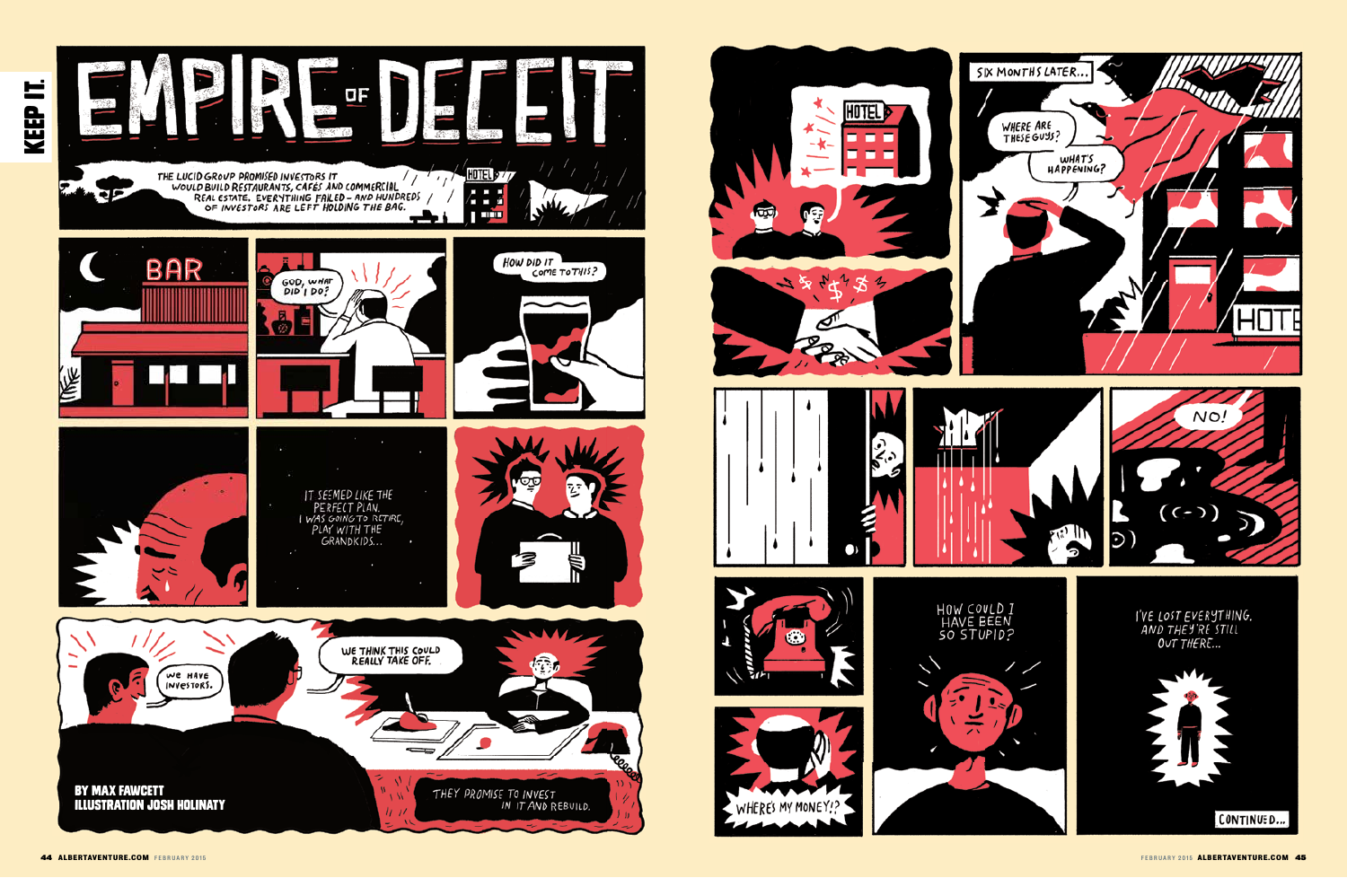# EMPIRE OF DECEIT

THE LUCID GROUP PROMISED INVESTORS IT WOULD BUILD RESTAURANTS, CAFES AND COMMERCIAL REAL ESTATE. EVERYTHING FAILED – AND HUNDREDS OF INVESTORS ARE LEFT HOLDING THE BAG.

**BY MAX FAWCETT**
**ILLUSTRATION JOSH HOLINATY**

BAR

GOD, WHAT DID I DO?

HOW DID IT COME TO THIS?

IT SEEMED LIKE THE PERFECT PLAN. I WAS GOING TO RETIRE, PLAY WITH THE GRANDKIDS...

WE HAVE INVESTORS.

WE THINK THIS COULD REALLY TAKE OFF.

THEY PROMISE TO INVEST IN IT AND REBUILD.

HOTEL

SIX MONTHS LATER...

WHERE ARE THESE GUYS?

WHAT'S HAPPENING?

NO!

WHERE'S MY MONEY!?

HOW COULD I HAVE BEEN SO STUPID?

I'VE LOST EVERYTHING. AND THEY'RE STILL OUT THERE...

CONTINUED...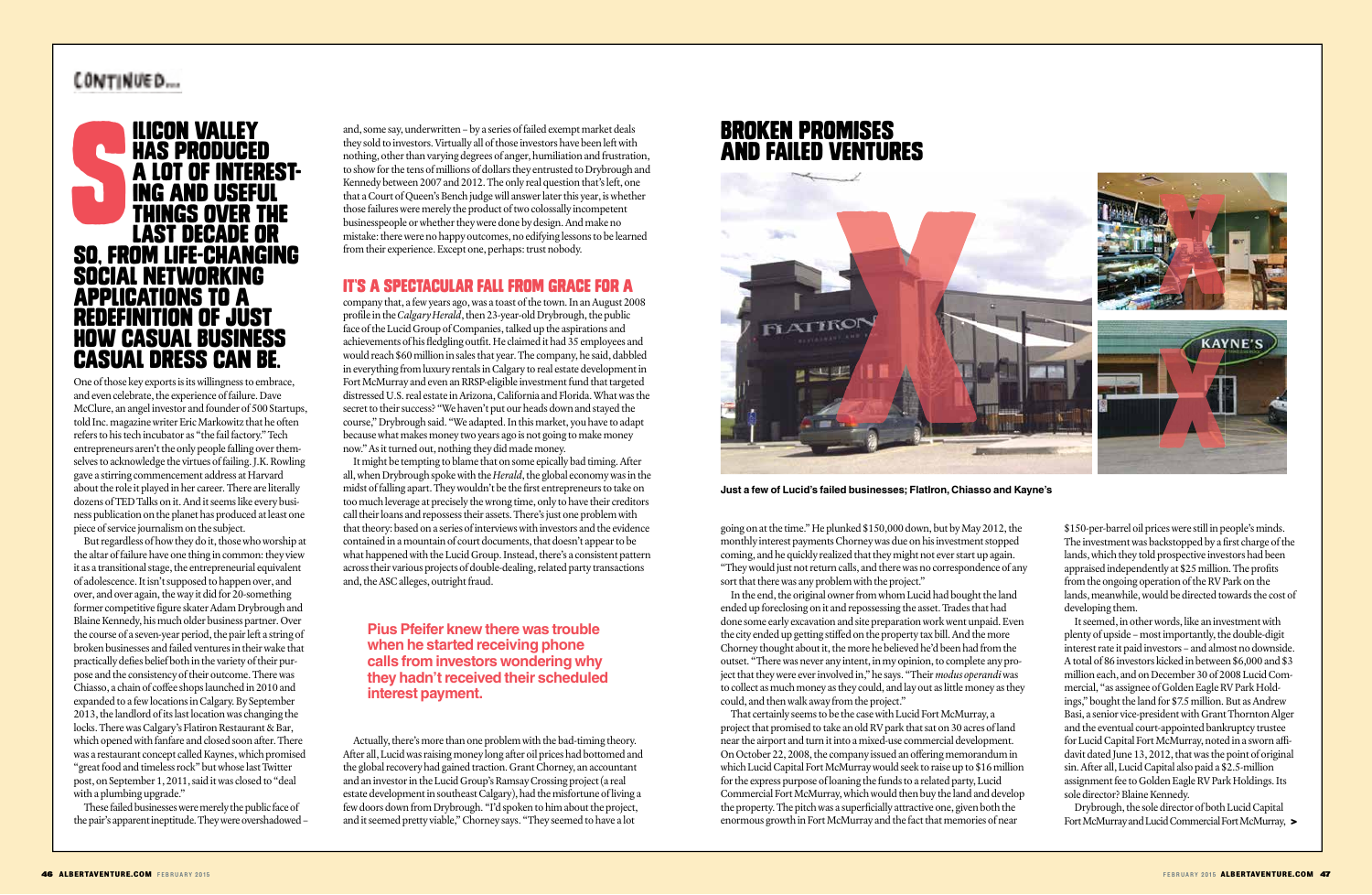CONTINUED...

# SILICON VALLEY HAS PRODUCED A LOT OF INTERESTING AND USEFUL THINGS OVER THE LAST DECADE OR SO, FROM LIFE-CHANGING SOCIAL NETWORKING APPLICATIONS TO A REDEFINITION OF JUST HOW CASUAL BUSINESS CASUAL DRESS CAN BE.

One of those key exports is its willingness to embrace, and even celebrate, the experience of failure. Dave McClure, an angel investor and founder of 500 Startups, told Inc. magazine writer Eric Markowitz that he often refers to his tech incubator as "the fail factory." Tech entrepreneurs aren't the only people falling over themselves to acknowledge the virtues of failing. J.K. Rowling gave a stirring commencement address at Harvard about the role it played in her career. There are literally dozens of TED Talks on it. And it seems like every business publication on the planet has produced at least one piece of service journalism on the subject.

But regardless of how they do it, those who worship at the altar of failure have one thing in common: they view it as a transitional stage, the entrepreneurial equivalent of adolescence. It isn't supposed to happen over, and over, and over again, the way it did for 20-something former competitive figure skater Adam Drybrough and Blaine Kennedy, his much older business partner. Over the course of a seven-year period, the pair left a string of broken businesses and failed ventures in their wake that practically defies belief both in the variety of their purpose and the consistency of their outcome. There was Chiasso, a chain of coffee shops launched in 2010 and expanded to a few locations in Calgary. By September 2013, the landlord of its last location was changing the locks. There was Calgary's Flatiron Restaurant & Bar, which opened with fanfare and closed soon after. There was a restaurant concept called Kaynes, which promised "great food and timeless rock" but whose last Twitter post, on September 1, 2011, said it was closed to "deal with a plumbing upgrade."

These failed businesses were merely the public face of the pair's apparent ineptitude. They were overshadowed – and, some say, underwritten – by a series of failed exempt market deals they sold to investors. Virtually all of those investors have been left with nothing, other than varying degrees of anger, humiliation and frustration, to show for the tens of millions of dollars they entrusted to Drybrough and Kennedy between 2007 and 2012. The only real question that's left, one that a Court of Queen's Bench judge will answer later this year, is whether those failures were merely the product of two colossally incompetent businesspeople or whether they were done by design. And make no mistake: there were no happy outcomes, no edifying lessons to be learned from their experience. Except one, perhaps: trust nobody.

## IT'S A SPECTACULAR FALL FROM GRACE FOR A

company that, a few years ago, was a toast of the town. In an August 2008 profile in the *Calgary Herald*, then 23-year-old Drybrough, the public face of the Lucid Group of Companies, talked up the aspirations and achievements of his fledgling outfit. He claimed it had 35 employees and would reach $60 million in sales that year. The company, he said, dabbled in everything from luxury rentals in Calgary to real estate development in Fort McMurray and even an RRSP-eligible investment fund that targeted distressed U.S. real estate in Arizona, California and Florida. What was the secret to their success? "We haven't put our heads down and stayed the course," Drybrough said. "We adapted. In this market, you have to adapt because what makes money two years ago is not going to make money now." As it turned out, nothing they did made money.

It might be tempting to blame that on some epically bad timing. After all, when Drybrough spoke with the *Herald*, the global economy was in the midst of falling apart. They wouldn't be the first entrepreneurs to take on too much leverage at precisely the wrong time, only to have their creditors call their loans and repossess their assets. There's just one problem with that theory: based on a series of interviews with investors and the evidence contained in a mountain of court documents, that doesn't appear to be what happened with the Lucid Group. Instead, there's a consistent pattern across their various projects of double-dealing, related party transactions and, the ASC alleges, outright fraud.

**Pius Pfeifer knew there was trouble when he started receiving phone calls from investors wondering why they hadn't received their scheduled interest payment.**

Actually, there's more than one problem with the bad-timing theory. After all, Lucid was raising money long after oil prices had bottomed and the global recovery had gained traction. Grant Chorney, an accountant and an investor in the Lucid Group's Ramsay Crossing project (a real estate development in southeast Calgary), had the misfortune of living a few doors down from Drybrough. "I'd spoken to him about the project, and it seemed pretty viable," Chorney says. "They seemed to have a lot going on at the time." He plunked $150,000 down, but by May 2012, the monthly interest payments Chorney was due on his investment stopped coming, and he quickly realized that they might not ever start up again. "They would just not return calls, and there was no correspondence of any sort that there was any problem with the project."

In the end, the original owner from whom Lucid had bought the land ended up foreclosing on it and repossessing the asset. Trades that had done some early excavation and site preparation work went unpaid. Even the city ended up getting stiffed on the property tax bill. And the more Chorney thought about it, the more he believed he'd been had from the outset. "There was never any intent, in my opinion, to complete any project that they were ever involved in," he says. "Their *modus operandi* was to collect as much money as they could, and lay out as little money as they could, and then walk away from the project."

## BROKEN PROMISES AND FAILED VENTURES

Just a few of Lucid's failed businesses; FlatIron, Chiasso and Kayne's

That certainly seems to be the case with Lucid Fort McMurray, a project that promised to take an old RV park that sat on 30 acres of land near the airport and turn it into a mixed-use commercial development. On October 22, 2008, the company issued an offering memorandum in which Lucid Capital Fort McMurray would seek to raise up to $16 million for the express purpose of loaning the funds to a related party, Lucid Commercial Fort McMurray, which would then buy the land and develop the property. The pitch was a superficially attractive one, given both the enormous growth in Fort McMurray and the fact that memories of near $150-per-barrel oil prices were still in people's minds. The investment was backstopped by a first charge of the lands, which they told prospective investors had been appraised independently at $25 million. The profits from the ongoing operation of the RV Park on the lands, meanwhile, would be directed towards the cost of developing them.

It seemed, in other words, like an investment with plenty of upside – most importantly, the double-digit interest rate it paid investors – and almost no downside. A total of 86 investors kicked in between $6,000 and $3 million each, and on December 30 of 2008 Lucid Commercial, "as assignee of Golden Eagle RV Park Holdings," bought the land for $7.5 million. But as Andrew Basi, a senior vice-president with Grant Thornton Alger and the eventual court-appointed bankruptcy trustee for Lucid Capital Fort McMurray, noted in a sworn affidavit dated June 13, 2012, that was the point of original sin. After all, Lucid Capital also paid a $2.5-million assignment fee to Golden Eagle RV Park Holdings. Its sole director? Blaine Kennedy.

Drybrough, the sole director of both Lucid Capital Fort McMurray and Lucid Commercial Fort McMurray,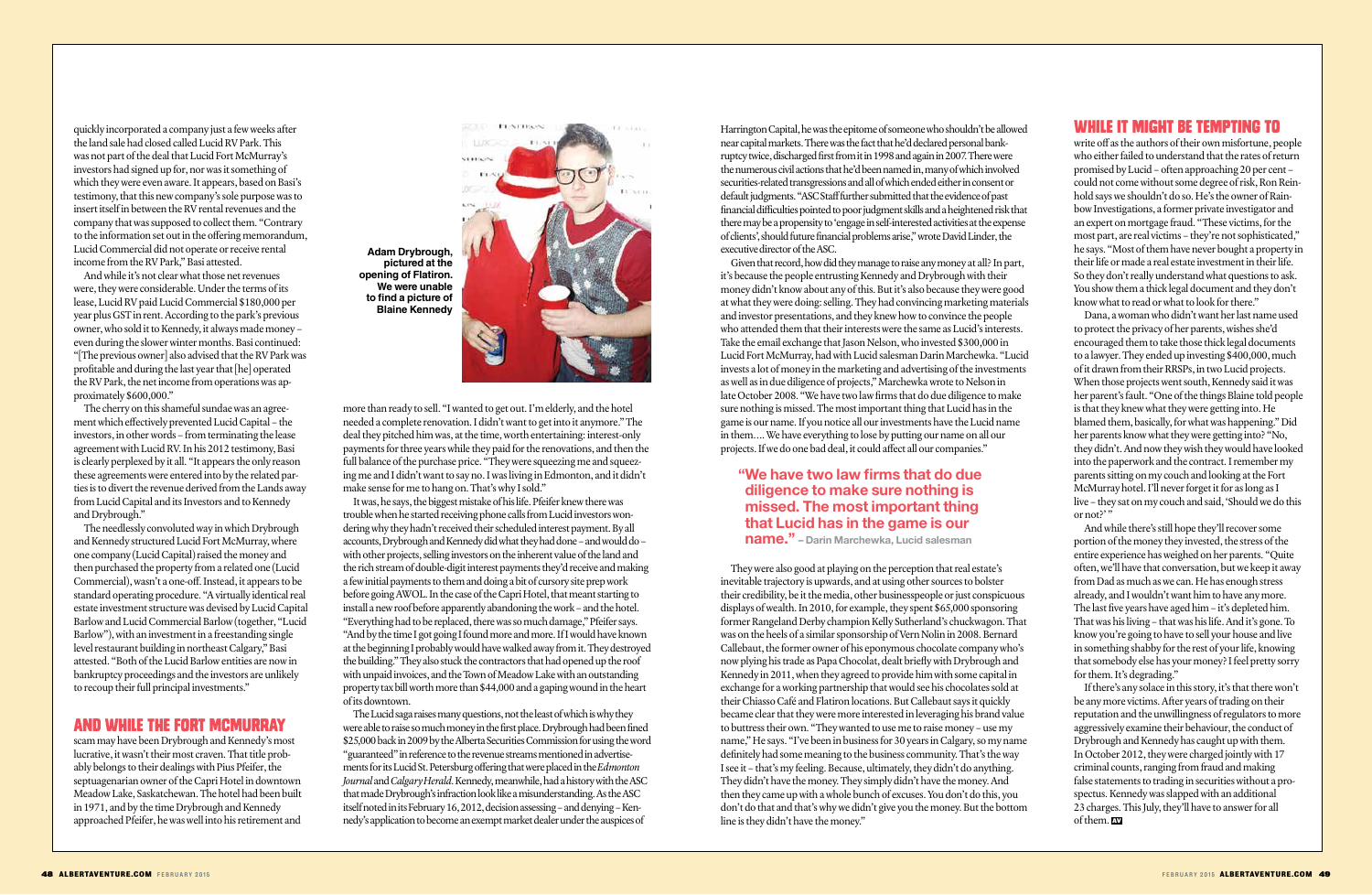quickly incorporated a company just a few weeks after the land sale had closed called Lucid RV Park. This was not part of the deal that Lucid Fort McMurray's investors had signed up for, nor was it something of which they were even aware. It appears, based on Basi's testimony, that this new company's sole purpose was to insert itself in between the RV rental revenues and the company that was supposed to collect them. "Contrary to the information set out in the offering memorandum, Lucid Commercial did not operate or receive rental income from the RV Park," Basi attested.

And while it's not clear what those net revenues were, they were considerable. Under the terms of its lease, Lucid RV paid Lucid Commercial $180,000 per year plus GST in rent. According to the park's previous owner, who sold it to Kennedy, it always made money – even during the slower winter months. Basi continued: "[The previous owner] also advised that the RV Park was profitable and during the last year that [he] operated the RV Park, the net income from operations was approximately $600,000."

The cherry on this shameful sundae was an agreement which effectively prevented Lucid Capital – the investors, in other words – from terminating the lease agreement with Lucid RV. In his 2012 testimony, Basi is clearly perplexed by it all. "It appears the only reason these agreements were entered into by the related parties is to divert the revenue derived from the Lands away from Lucid Capital and its Investors and to Kennedy and Drybrough."

The needlessly convoluted way in which Drybrough and Kennedy structured Lucid Fort McMurray, where one company (Lucid Capital) raised the money and then purchased the property from a related one (Lucid Commercial), wasn't a one-off. Instead, it appears to be standard operating procedure. "A virtually identical real estate investment structure was devised by Lucid Capital Barlow and Lucid Commercial Barlow (together, "Lucid Barlow"), with an investment in a freestanding single level restaurant building in northeast Calgary," Basi attested. "Both of the Lucid Barlow entities are now in bankruptcy proceedings and the investors are unlikely to recoup their full principal investments."

## AND WHILE THE FORT MCMURRAY

scam may have been Drybrough and Kennedy's most lucrative, it wasn't their most craven. That title probably belongs to their dealings with Pius Pfeifer, the septuagenarian owner of the Capri Hotel in downtown Meadow Lake, Saskatchewan. The hotel had been built in 1971, and by the time Drybrough and Kennedy approached Pfeifer, he was well into his retirement and more than ready to sell. "I wanted to get out. I'm elderly, and the hotel needed a complete renovation. I didn't want to get into it anymore." The deal they pitched him was, at the time, worth entertaining: interest-only payments for three years while they paid for the renovations, and then the full balance of the purchase price. "They were squeezing me and squeezing me and I didn't want to say no. I was living in Edmonton, and it didn't make sense for me to hang on. That's why I sold."

**Adam Drybrough, pictured at the opening of Flatiron. We were unable to find a picture of Blaine Kennedy**

It was, he says, the biggest mistake of his life. Pfeifer knew there was trouble when he started receiving phone calls from Lucid investors wondering why they hadn't received their scheduled interest payment. By all accounts, Drybrough and Kennedy did what they had done – and would do – with other projects, selling investors on the inherent value of the land and the rich stream of double-digit interest payments they'd receive and making a few initial payments to them and doing a bit of cursory site prep work before going AWOL. In the case of the Capri Hotel, that meant starting to install a new roof before apparently abandoning the work – and the hotel. "Everything had to be replaced, there was so much damage," Pfeifer says. "And by the time I got going I found more and more. If I would have known at the beginning I probably would have walked away from it. They destroyed the building." They also stuck the contractors that had opened up the roof with unpaid invoices, and the Town of Meadow Lake with an outstanding property tax bill worth more than $44,000 and a gaping wound in the heart of its downtown.

The Lucid saga raises many questions, not the least of which is why they were able to raise so much money in the first place. Drybrough had been fined $25,000 back in 2009 by the Alberta Securities Commission for using the word "guaranteed" in reference to the revenue streams mentioned in advertisements for its Lucid St. Petersburg offering that were placed in the *Edmonton Journal* and *Calgary Herald*. Kennedy, meanwhile, had a history with the ASC that made Drybrough's infraction look like a misunderstanding. As the ASC itself noted in its February 16, 2012, decision assessing – and denying – Kennedy's application to become an exempt market dealer under the auspices of Harrington Capital, he was the epitome of someone who shouldn't be allowed near capital markets. There was the fact that he'd declared personal bankruptcy twice, discharged first from it in 1998 and again in 2007. There were the numerous civil actions that he'd been named in, many of which involved securities-related transgressions and all of which ended either in consent or default judgments. "ASC Staff further submitted that the evidence of past financial difficulties pointed to poor judgment skills and a heightened risk that there may be a propensity to 'engage in self-interested activities at the expense of clients', should future financial problems arise," wrote David Linder, the executive director of the ASC.

Given that record, how did they manage to raise any money at all? In part, it's because the people entrusting Kennedy and Drybrough with their money didn't know about any of this. But it's also because they were good at what they were doing: selling. They had convincing marketing materials and investor presentations, and they knew how to convince the people who attended them that their interests were the same as Lucid's interests. Take the email exchange that Jason Nelson, who invested $300,000 in Lucid Fort McMurray, had with Lucid salesman Darin Marchewka. "Lucid invests a lot of money in the marketing and advertising of the investments as well as in due diligence of projects," Marchewka wrote to Nelson in late October 2008. "We have two law firms that do due diligence to make sure nothing is missed. The most important thing that Lucid has in the game is our name. If you notice all our investments have the Lucid name in them.... We have everything to lose by putting our name on all our projects. If we do one bad deal, it could affect all our companies."

> **"We have two law firms that do due diligence to make sure nothing is missed. The most important thing that Lucid has in the game is our name."** – Darin Marchewka, Lucid salesman

They were also good at playing on the perception that real estate's inevitable trajectory is upwards, and at using other sources to bolster their credibility, be it the media, other businesspeople or just conspicuous displays of wealth. In 2010, for example, they spent $65,000 sponsoring former Rangeland Derby champion Kelly Sutherland's chuckwagon. That was on the heels of a similar sponsorship of Vern Nolin in 2008. Bernard Callebaut, the former owner of his eponymous chocolate company who's now plying his trade as Papa Chocolat, dealt briefly with Drybrough and Kennedy in 2011, when they agreed to provide him with some capital in exchange for a working partnership that would see his chocolates sold at their Chiasso Café and Flatiron locations. But Callebaut says it quickly became clear that they were more interested in leveraging his brand value to buttress their own. "They wanted to use me to raise money – use my name," He says. "I've been in business for 30 years in Calgary, so my name definitely had some meaning to the business community. That's the way I see it – that's my feeling. Because, ultimately, they didn't do anything. They didn't have the money. They simply didn't have the money. And then they came up with a whole bunch of excuses. You don't do this, you don't do that and that's why we didn't give you the money. But the bottom line is they didn't have the money."

## WHILE IT MIGHT BE TEMPTING TO

write off as the authors of their own misfortune, people who either failed to understand that the rates of return promised by Lucid – often approaching 20 per cent – could not come without some degree of risk, Ron Reinhold says we shouldn't do so. He's the owner of Rainbow Investigations, a former private investigator and an expert on mortgage fraud. "These victims, for the most part, are real victims – they're not sophisticated," he says. "Most of them have never bought a property in their life or made a real estate investment in their life. So they don't really understand what questions to ask. You show them a thick legal document and they don't know what to read or what to look for there."

Dana, a woman who didn't want her last name used to protect the privacy of her parents, wishes she'd encouraged them to take those thick legal documents to a lawyer. They ended up investing $400,000, much of it drawn from their RRSPs, in two Lucid projects. When those projects went south, Kennedy said it was her parent's fault. "One of the things Blaine told people is that they knew what they were getting into. He blamed them, basically, for what was happening." Did her parents know what they were getting into? "No, they didn't. And now they wish they would have looked into the paperwork and the contract. I remember my parents sitting on my couch and looking at the Fort McMurray hotel. I'll never forget it for as long as I live – they sat on my couch and said, 'Should we do this or not?' "

And while there's still hope they'll recover some portion of the money they invested, the stress of the entire experience has weighed on her parents. "Quite often, we'll have that conversation, but we keep it away from Dad as much as we can. He has enough stress already, and I wouldn't want him to have any more. The last five years have aged him – it's depleted him. That was his living – that was his life. And it's gone. To know you're going to have to sell your house and live in something shabby for the rest of your life, knowing that somebody else has your money? I feel pretty sorry for them. It's degrading."

If there's any solace in this story, it's that there won't be any more victims. After years of trading on their reputation and the unwillingness of regulators to more aggressively examine their behaviour, the conduct of Drybrough and Kennedy has caught up with them. In October 2012, they were charged jointly with 17 criminal counts, ranging from fraud and making false statements to trading in securities without a prospectus. Kennedy was slapped with an additional 23 charges. This July, they'll have to answer for all of them. AV